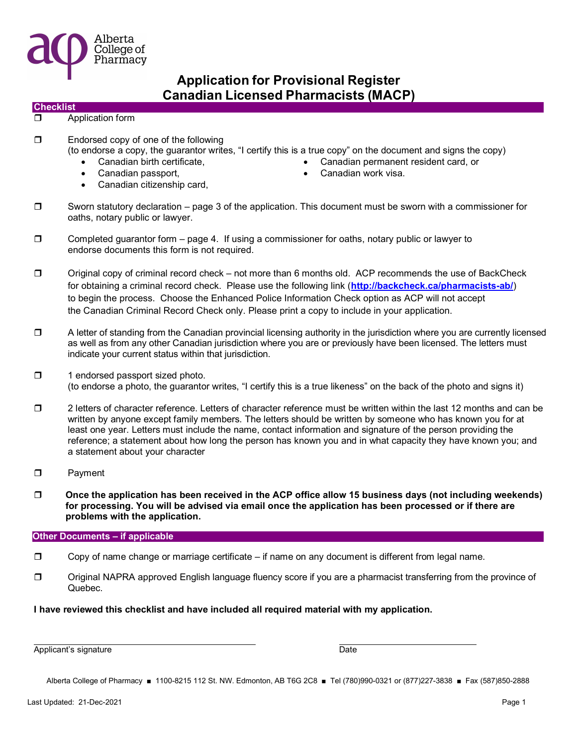Alberta College of Pharmacy

# Application for Provisional Register
# Canadian Licensed Pharmacists (MACP)

## Checklist

- ❒ Application form

- ❒ Endorsed copy of one of the following
  (to endorse a copy, the guarantor writes, "I certify this is a true copy" on the document and signs the copy)
  - Canadian birth certificate,
  - Canadian passport,
  - Canadian citizenship card,
  - Canadian permanent resident card, or
  - Canadian work visa.

- ❒ Sworn statutory declaration – page 3 of the application. This document must be sworn with a commissioner for oaths, notary public or lawyer.

- ❒ Completed guarantor form – page 4. If using a commissioner for oaths, notary public or lawyer to endorse documents this form is not required.

- ❒ Original copy of criminal record check – not more than 6 months old. ACP recommends the use of BackCheck for obtaining a criminal record check. Please use the following link (**http://backcheck.ca/pharmacists-ab/**) to begin the process. Choose the Enhanced Police Information Check option as ACP will not accept the Canadian Criminal Record Check only. Please print a copy to include in your application.

- ❒ A letter of standing from the Canadian provincial licensing authority in the jurisdiction where you are currently licensed as well as from any other Canadian jurisdiction where you are or previously have been licensed. The letters must indicate your current status within that jurisdiction.

- ❒ 1 endorsed passport sized photo.
  (to endorse a photo, the guarantor writes, "I certify this is a true likeness" on the back of the photo and signs it)

- ❒ 2 letters of character reference. Letters of character reference must be written within the last 12 months and can be written by anyone except family members. The letters should be written by someone who has known you for at least one year. Letters must include the name, contact information and signature of the person providing the reference; a statement about how long the person has known you and in what capacity they have known you; and a statement about your character

- ❒ Payment

- ❒ **Once the application has been received in the ACP office allow 15 business days (not including weekends) for processing. You will be advised via email once the application has been processed or if there are problems with the application.**

## Other Documents – if applicable

- ❒ Copy of name change or marriage certificate – if name on any document is different from legal name.

- ❒ Original NAPRA approved English language fluency score if you are a pharmacist transferring from the province of Quebec.

**I have reviewed this checklist and have included all required material with my application.**

\_\_\_\_\_\_\_\_\_\_\_\_\_\_\_\_\_\_\_\_\_\_\_\_\_\_\_\_\_\_\_\_\_\_\_\_\_\_\_\_ \_\_\_\_\_\_\_\_\_\_\_\_\_\_\_\_\_\_\_\_\_\_\_\_\_\_

Applicant's signature Date

Alberta College of Pharmacy ■ 1100-8215 112 St. NW. Edmonton, AB T6G 2C8 ■ Tel (780)990-0321 or (877)227-3838 ■ Fax (587)850-2888

Last Updated: 21-Dec-2021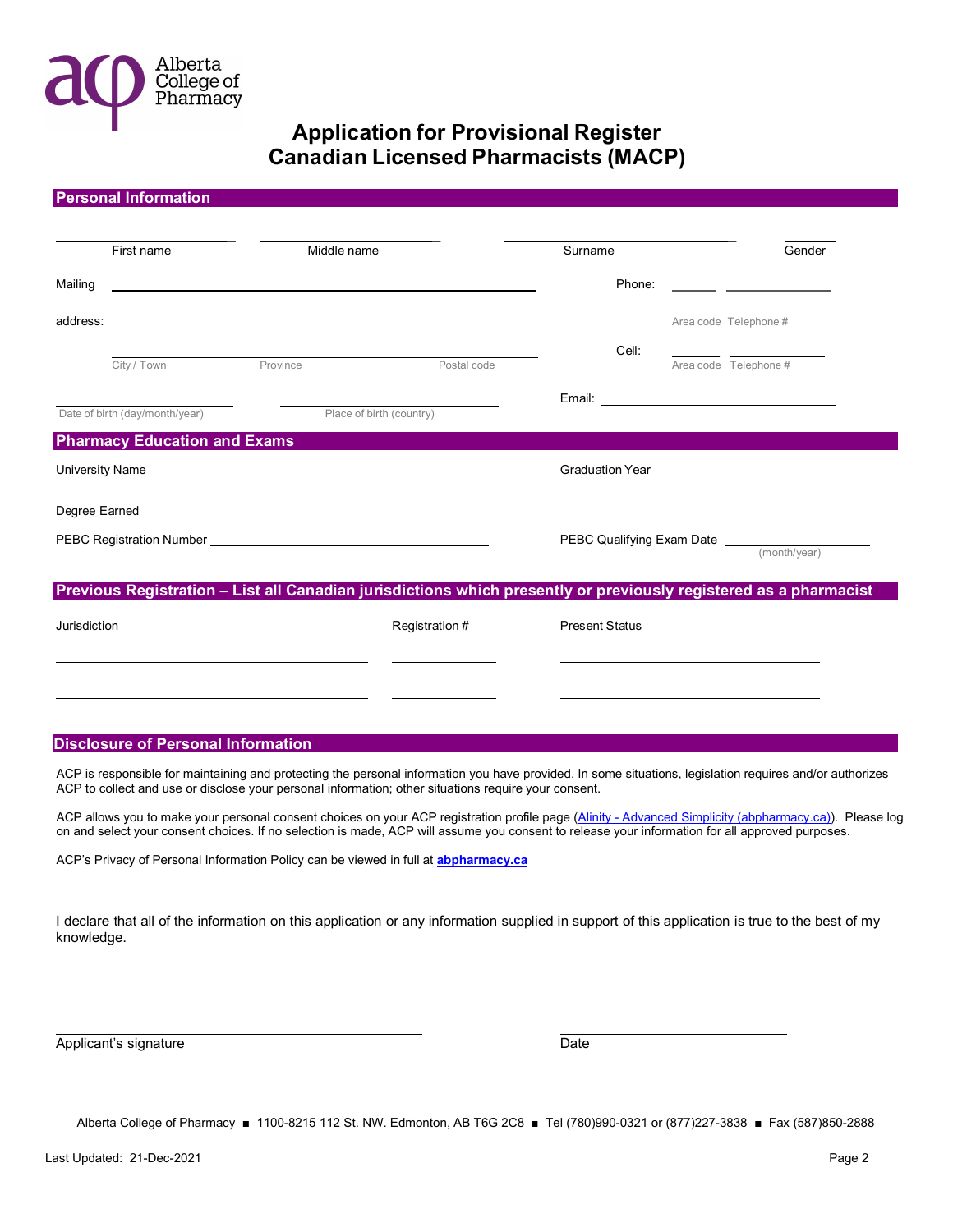Alberta College of Pharmacy

# Application for Provisional Register Canadian Licensed Pharmacists (MACP)

## Personal Information

First name ____________ Middle name ____________ Surname ____________ Gender ____________

Mailing address: ______________________________________

City / Town ____________ Province ____________ Postal code ____________

Phone: ______ ____________
Area code Telephone #

Cell: ______ ____________
Area code Telephone #

Date of birth (day/month/year) ____________ Place of birth (country) ____________

Email: ______________________________________

## Pharmacy Education and Exams

University Name ______________________________________

Graduation Year ______________________________________

Degree Earned ______________________________________

PEBC Registration Number ______________________________________

PEBC Qualifying Exam Date ____________ (month/year)

## Previous Registration – List all Canadian jurisdictions which presently or previously registered as a pharmacist

| Jurisdiction | Registration # | Present Status |
|---|---|---|
| | | |
| | | |

## Disclosure of Personal Information

ACP is responsible for maintaining and protecting the personal information you have provided. In some situations, legislation requires and/or authorizes ACP to collect and use or disclose your personal information; other situations require your consent.

ACP allows you to make your personal consent choices on your ACP registration profile page (Alinity - Advanced Simplicity (abpharmacy.ca)). Please log on and select your consent choices. If no selection is made, ACP will assume you consent to release your information for all approved purposes.

ACP's Privacy of Personal Information Policy can be viewed in full at **abpharmacy.ca**

I declare that all of the information on this application or any information supplied in support of this application is true to the best of my knowledge.

______________________________________
Applicant's signature

______________________________________
Date

Alberta College of Pharmacy ■ 1100-8215 112 St. NW. Edmonton, AB T6G 2C8 ■ Tel (780)990-0321 or (877)227-3838 ■ Fax (587)850-2888

Last Updated: 21-Dec-2021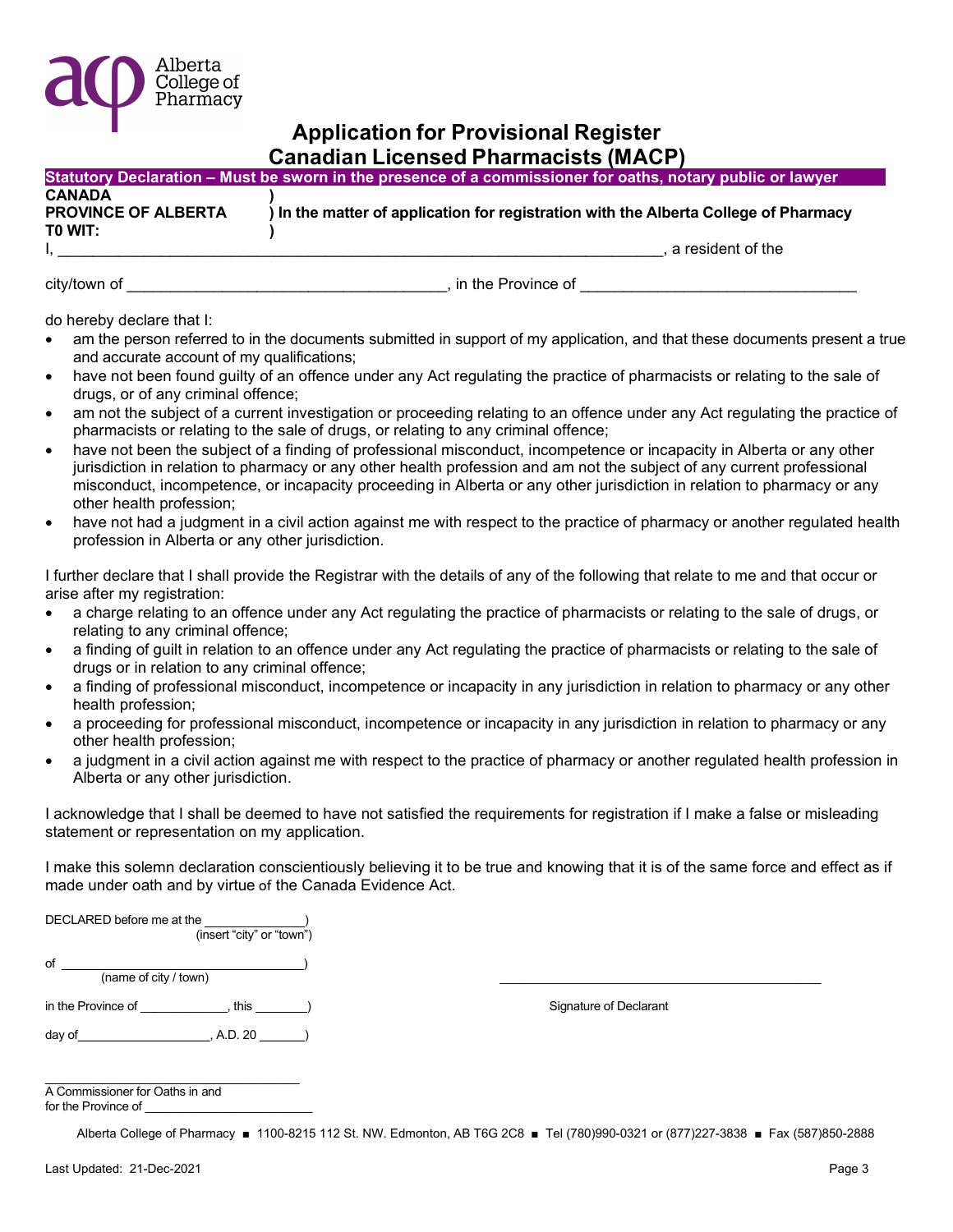Alberta College of Pharmacy

# Application for Provisional Register
# Canadian Licensed Pharmacists (MACP)

**Statutory Declaration – Must be sworn in the presence of a commissioner for oaths, notary public or lawyer**

| | |
|---|---|
| **CANADA** | **)** |
| **PROVINCE OF ALBERTA** | **) In the matter of application for registration with the Alberta College of Pharmacy** |
| **T0 WIT:** | **)** |

I, \_\_\_\_\_\_\_\_\_\_\_\_\_\_\_\_\_\_\_\_\_\_\_\_\_\_\_\_\_\_\_\_\_\_\_\_\_\_\_\_\_\_\_\_\_\_\_\_\_\_\_\_\_\_\_\_\_\_\_\_\_\_\_\_, a resident of the

city/town of \_\_\_\_\_\_\_\_\_\_\_\_\_\_\_\_\_\_\_\_\_\_\_\_\_\_\_\_\_\_\_\_\_\_\_\_, in the Province of \_\_\_\_\_\_\_\_\_\_\_\_\_\_\_\_\_\_\_\_\_\_\_\_\_\_\_\_\_\_\_

do hereby declare that I:

- am the person referred to in the documents submitted in support of my application, and that these documents present a true and accurate account of my qualifications;
- have not been found guilty of an offence under any Act regulating the practice of pharmacists or relating to the sale of drugs, or of any criminal offence;
- am not the subject of a current investigation or proceeding relating to an offence under any Act regulating the practice of pharmacists or relating to the sale of drugs, or relating to any criminal offence;
- have not been the subject of a finding of professional misconduct, incompetence or incapacity in Alberta or any other jurisdiction in relation to pharmacy or any other health profession and am not the subject of any current professional misconduct, incompetence, or incapacity proceeding in Alberta or any other jurisdiction in relation to pharmacy or any other health profession;
- have not had a judgment in a civil action against me with respect to the practice of pharmacy or another regulated health profession in Alberta or any other jurisdiction.

I further declare that I shall provide the Registrar with the details of any of the following that relate to me and that occur or arise after my registration:

- a charge relating to an offence under any Act regulating the practice of pharmacists or relating to the sale of drugs, or relating to any criminal offence;
- a finding of guilt in relation to an offence under any Act regulating the practice of pharmacists or relating to the sale of drugs or in relation to any criminal offence;
- a finding of professional misconduct, incompetence or incapacity in any jurisdiction in relation to pharmacy or any other health profession;
- a proceeding for professional misconduct, incompetence or incapacity in any jurisdiction in relation to pharmacy or any other health profession;
- a judgment in a civil action against me with respect to the practice of pharmacy or another regulated health profession in Alberta or any other jurisdiction.

I acknowledge that I shall be deemed to have not satisfied the requirements for registration if I make a false or misleading statement or representation on my application.

I make this solemn declaration conscientiously believing it to be true and knowing that it is of the same force and effect as if made under oath and by virtue of the Canada Evidence Act.

DECLARED before me at the \_\_\_\_\_\_\_\_\_\_\_\_\_\_)
(insert "city" or "town")

of \_\_\_\_\_\_\_\_\_\_\_\_\_\_\_\_\_\_\_\_\_\_\_\_\_\_\_\_\_\_)
(name of city / town)

in the Province of \_\_\_\_\_\_\_\_\_\_\_\_, this \_\_\_\_\_\_\_)

day of\_\_\_\_\_\_\_\_\_\_\_\_\_\_\_\_\_\_, A.D. 20 \_\_\_\_\_\_)

\_\_\_\_\_\_\_\_\_\_\_\_\_\_\_\_\_\_\_\_\_\_\_\_\_\_\_\_\_\_\_\_\_\_\_\_\_\_\_\_\_\_\_\_
Signature of Declarant

\_\_\_\_\_\_\_\_\_\_\_\_\_\_\_\_\_\_\_\_\_\_\_\_\_\_\_\_\_\_\_\_\_\_\_\_
A Commissioner for Oaths in and
for the Province of \_\_\_\_\_\_\_\_\_\_\_\_\_\_\_\_\_\_\_\_\_\_

Alberta College of Pharmacy ■ 1100-8215 112 St. NW. Edmonton, AB T6G 2C8 ■ Tel (780)990-0321 or (877)227-3838 ■ Fax (587)850-2888

Last Updated: 21-Dec-2021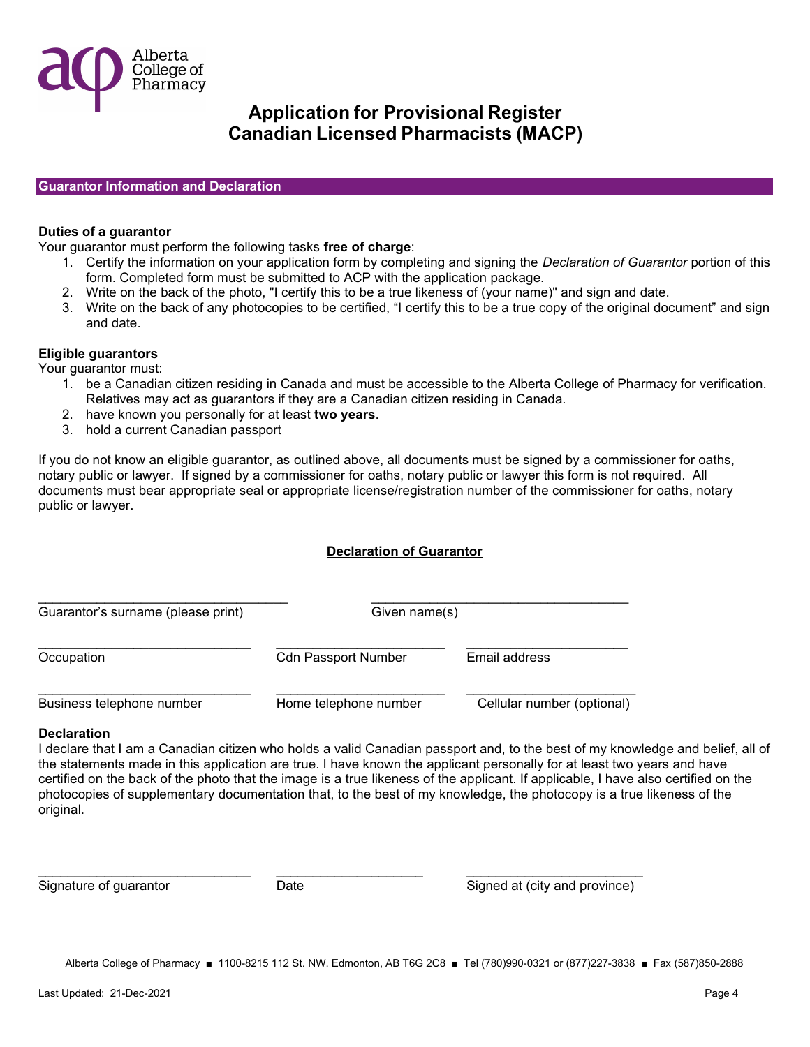Alberta College of Pharmacy

# Application for Provisional Register Canadian Licensed Pharmacists (MACP)

## Guarantor Information and Declaration

**Duties of a guarantor**

Your guarantor must perform the following tasks **free of charge**:

1. Certify the information on your application form by completing and signing the *Declaration of Guarantor* portion of this form. Completed form must be submitted to ACP with the application package.
2. Write on the back of the photo, "I certify this to be a true likeness of (your name)" and sign and date.
3. Write on the back of any photocopies to be certified, "I certify this to be a true copy of the original document" and sign and date.

**Eligible guarantors**

Your guarantor must:

1. be a Canadian citizen residing in Canada and must be accessible to the Alberta College of Pharmacy for verification. Relatives may act as guarantors if they are a Canadian citizen residing in Canada.
2. have known you personally for at least **two years**.
3. hold a current Canadian passport

If you do not know an eligible guarantor, as outlined above, all documents must be signed by a commissioner for oaths, notary public or lawyer. If signed by a commissioner for oaths, notary public or lawyer this form is not required. All documents must bear appropriate seal or appropriate license/registration number of the commissioner for oaths, notary public or lawyer.

**Declaration of Guarantor**

___________________________________ Guarantor's surname (please print)

___________________________________ Given name(s)

______________________________ Occupation

______________________________ Cdn Passport Number

______________________________ Email address

______________________________ Business telephone number

______________________________ Home telephone number

______________________________ Cellular number (optional)

**Declaration**

I declare that I am a Canadian citizen who holds a valid Canadian passport and, to the best of my knowledge and belief, all of the statements made in this application are true. I have known the applicant personally for at least two years and have certified on the back of the photo that the image is a true likeness of the applicant. If applicable, I have also certified on the photocopies of supplementary documentation that, to the best of my knowledge, the photocopy is a true likeness of the original.

______________________________ Signature of guarantor

______________________________ Date

______________________________ Signed at (city and province)

Alberta College of Pharmacy ■ 1100-8215 112 St. NW. Edmonton, AB T6G 2C8 ■ Tel (780)990-0321 or (877)227-3838 ■ Fax (587)850-2888

Last Updated: 21-Dec-2021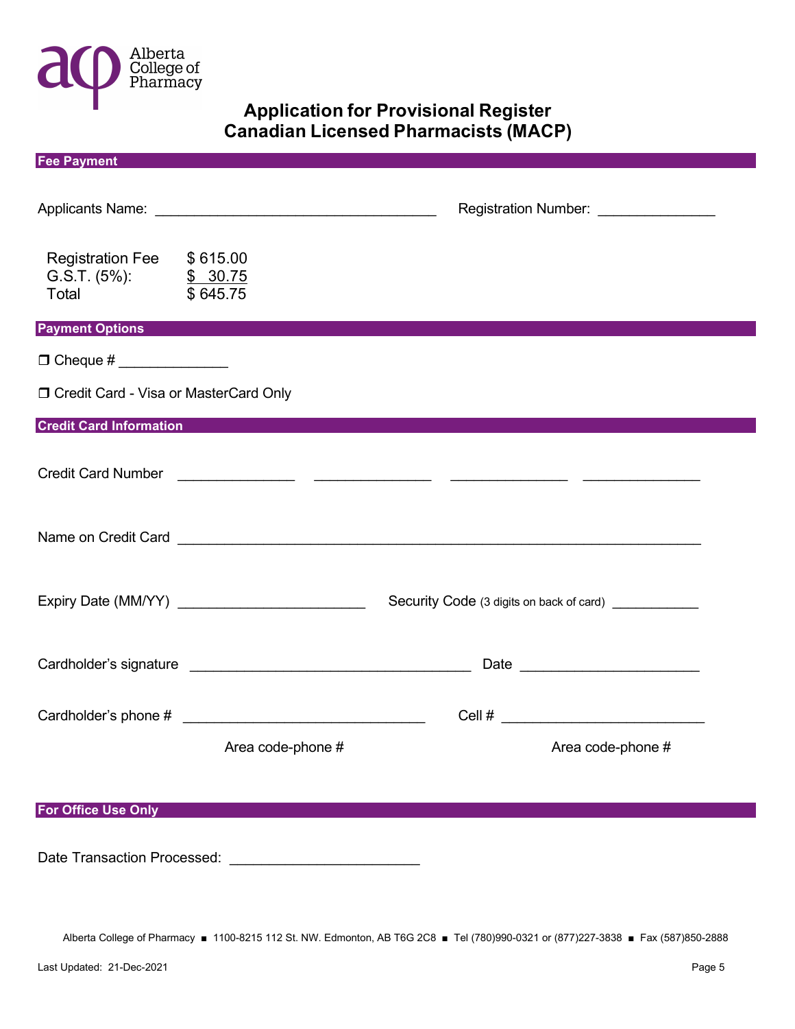Alberta College of Pharmacy

# Application for Provisional Register
# Canadian Licensed Pharmacists (MACP)

## Fee Payment

Applicants Name: ________________________________ Registration Number: ______________

| | |
|---|---|
| Registration Fee | $ 615.00 |
| G.S.T. (5%): | $ 30.75 |
| Total | $ 645.75 |

## Payment Options

❒ Cheque # ______________

❒ Credit Card - Visa or MasterCard Only

## Credit Card Information

Credit Card Number ______________ ______________ ______________ ______________

Name on Credit Card ____________________________________________________________

Expiry Date (MM/YY) ______________________ Security Code (3 digits on back of card) ___________

Cardholder's signature ________________________________ Date ______________________

Cardholder's phone # ____________________________ Cell # __________________________

Area code-phone # Area code-phone #

## For Office Use Only

Date Transaction Processed: ______________________

Alberta College of Pharmacy ■ 1100-8215 112 St. NW. Edmonton, AB T6G 2C8 ■ Tel (780)990-0321 or (877)227-3838 ■ Fax (587)850-2888

Last Updated: 21-Dec-2021